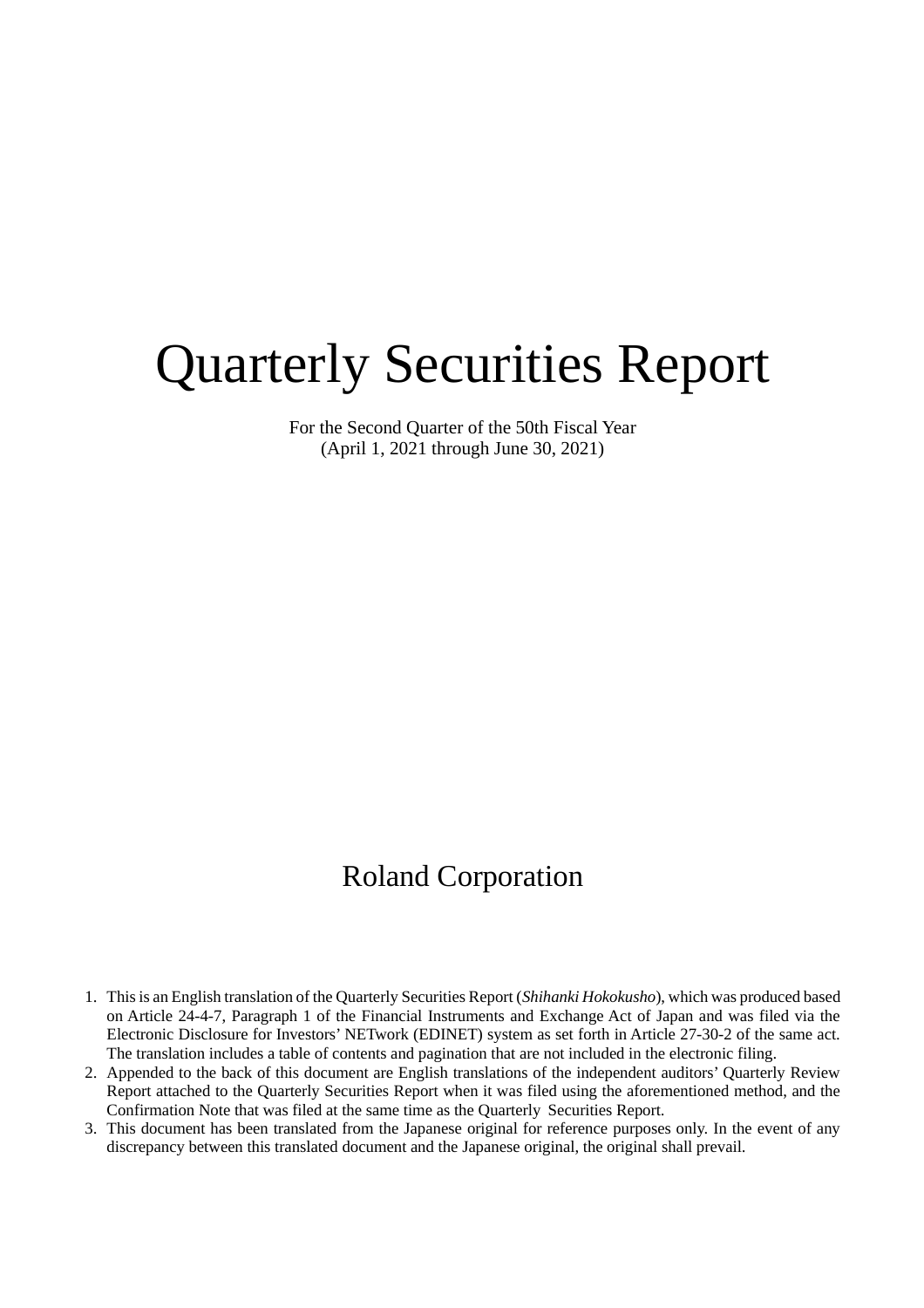# Quarterly Securities Report

For the Second Quarter of the 50th Fiscal Year
(April 1, 2021 through June 30, 2021)

## Roland Corporation

1. This is an English translation of the Quarterly Securities Report (*Shihanki Hokokusho*), which was produced based on Article 24-4-7, Paragraph 1 of the Financial Instruments and Exchange Act of Japan and was filed via the Electronic Disclosure for Investors' NETwork (EDINET) system as set forth in Article 27-30-2 of the same act. The translation includes a table of contents and pagination that are not included in the electronic filing.
2. Appended to the back of this document are English translations of the independent auditors' Quarterly Review Report attached to the Quarterly Securities Report when it was filed using the aforementioned method, and the Confirmation Note that was filed at the same time as the Quarterly Securities Report.
3. This document has been translated from the Japanese original for reference purposes only. In the event of any discrepancy between this translated document and the Japanese original, the original shall prevail.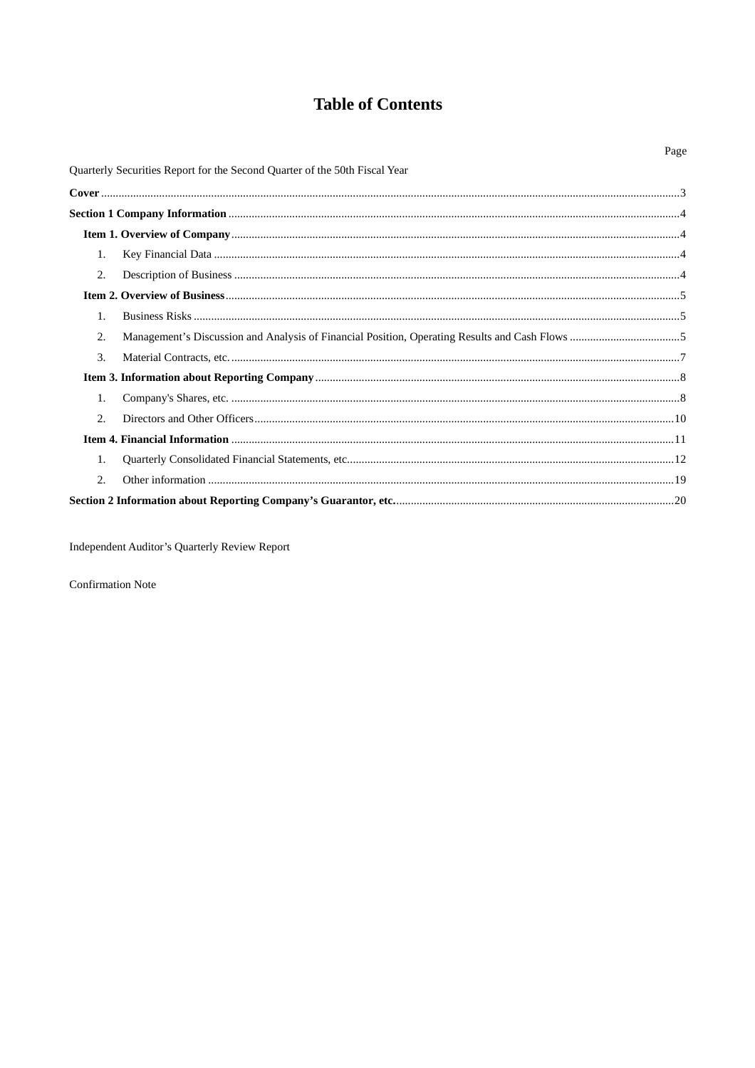# Table of Contents

| | Page |
|---|---|
| Quarterly Securities Report for the Second Quarter of the 50th Fiscal Year | |
| **Cover** | 3 |
| **Section 1 Company Information** | 4 |
| **Item 1. Overview of Company** | 4 |
| 1. Key Financial Data | 4 |
| 2. Description of Business | 4 |
| **Item 2. Overview of Business** | 5 |
| 1. Business Risks | 5 |
| 2. Management's Discussion and Analysis of Financial Position, Operating Results and Cash Flows | 5 |
| 3. Material Contracts, etc. | 7 |
| **Item 3. Information about Reporting Company** | 8 |
| 1. Company's Shares, etc. | 8 |
| 2. Directors and Other Officers | 10 |
| **Item 4. Financial Information** | 11 |
| 1. Quarterly Consolidated Financial Statements, etc. | 12 |
| 2. Other information | 19 |
| **Section 2 Information about Reporting Company's Guarantor, etc.** | 20 |

Independent Auditor's Quarterly Review Report

Confirmation Note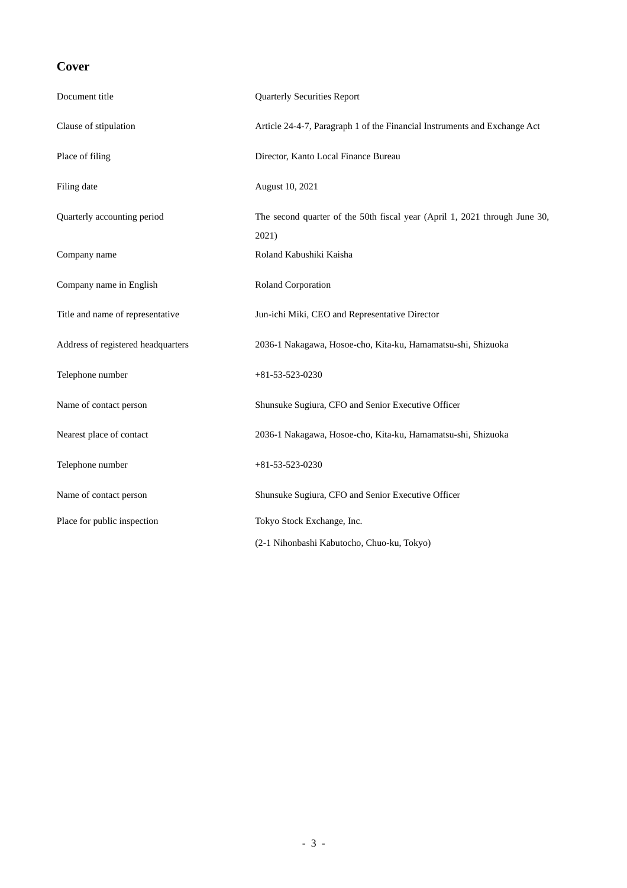## Cover

| | |
|---|---|
| Document title | Quarterly Securities Report |
| Clause of stipulation | Article 24-4-7, Paragraph 1 of the Financial Instruments and Exchange Act |
| Place of filing | Director, Kanto Local Finance Bureau |
| Filing date | August 10, 2021 |
| Quarterly accounting period | The second quarter of the 50th fiscal year (April 1, 2021 through June 30, 2021) |
| Company name | Roland Kabushiki Kaisha |
| Company name in English | Roland Corporation |
| Title and name of representative | Jun-ichi Miki, CEO and Representative Director |
| Address of registered headquarters | 2036-1 Nakagawa, Hosoe-cho, Kita-ku, Hamamatsu-shi, Shizuoka |
| Telephone number | +81-53-523-0230 |
| Name of contact person | Shunsuke Sugiura, CFO and Senior Executive Officer |
| Nearest place of contact | 2036-1 Nakagawa, Hosoe-cho, Kita-ku, Hamamatsu-shi, Shizuoka |
| Telephone number | +81-53-523-0230 |
| Name of contact person | Shunsuke Sugiura, CFO and Senior Executive Officer |
| Place for public inspection | Tokyo Stock Exchange, Inc.<br>(2-1 Nihonbashi Kabutocho, Chuo-ku, Tokyo) |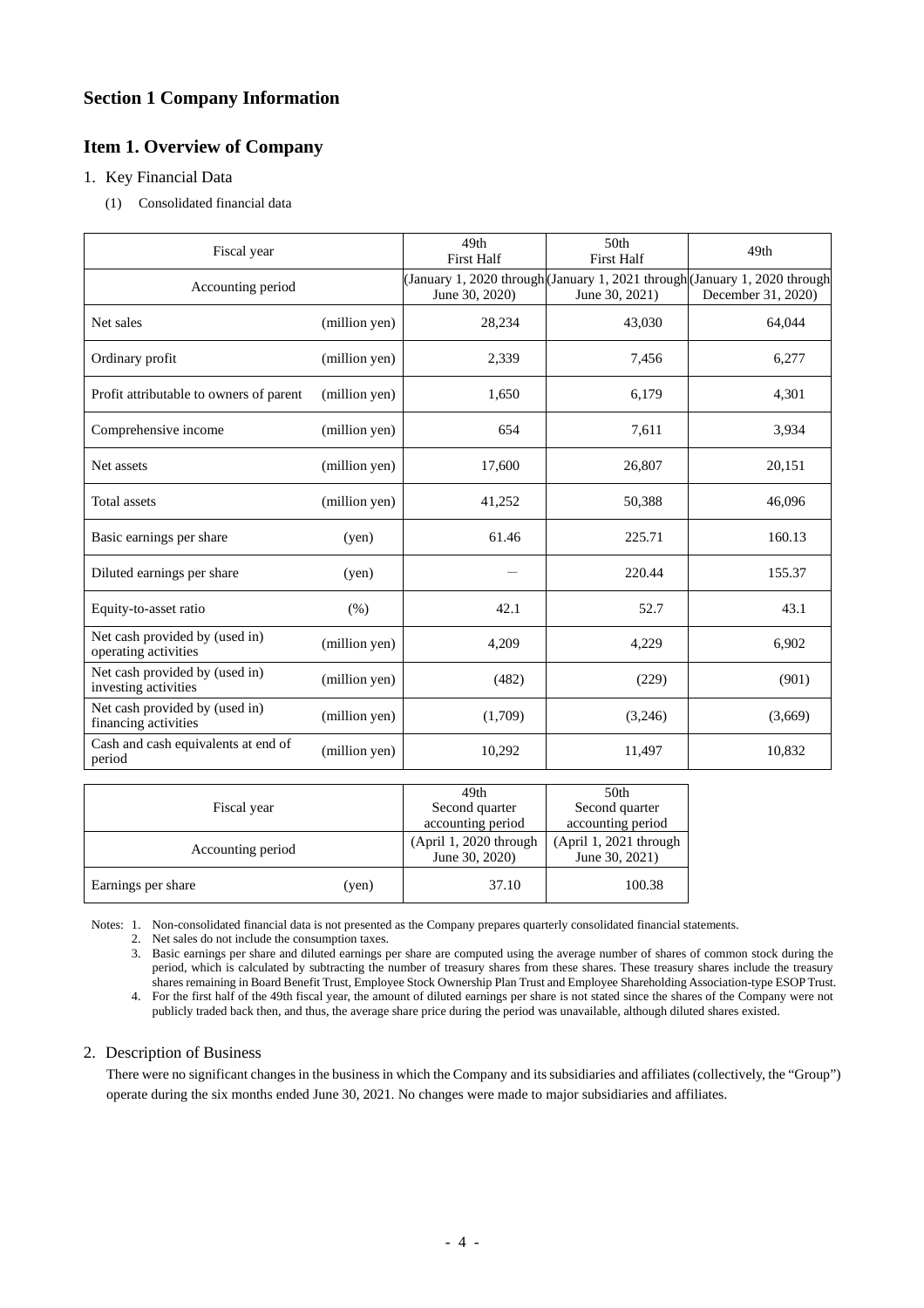## Section 1 Company Information

## Item 1. Overview of Company

1. Key Financial Data

(1) Consolidated financial data

| Fiscal year | | 49th First Half | 50th First Half | 49th |
|---|---|---|---|---|
| Accounting period | | (January 1, 2020 through June 30, 2020) | (January 1, 2021 through June 30, 2021) | (January 1, 2020 through December 31, 2020) |
| Net sales | (million yen) | 28,234 | 43,030 | 64,044 |
| Ordinary profit | (million yen) | 2,339 | 7,456 | 6,277 |
| Profit attributable to owners of parent | (million yen) | 1,650 | 6,179 | 4,301 |
| Comprehensive income | (million yen) | 654 | 7,611 | 3,934 |
| Net assets | (million yen) | 17,600 | 26,807 | 20,151 |
| Total assets | (million yen) | 41,252 | 50,388 | 46,096 |
| Basic earnings per share | (yen) | 61.46 | 225.71 | 160.13 |
| Diluted earnings per share | (yen) | — | 220.44 | 155.37 |
| Equity-to-asset ratio | (%) | 42.1 | 52.7 | 43.1 |
| Net cash provided by (used in) operating activities | (million yen) | 4,209 | 4,229 | 6,902 |
| Net cash provided by (used in) investing activities | (million yen) | (482) | (229) | (901) |
| Net cash provided by (used in) financing activities | (million yen) | (1,709) | (3,246) | (3,669) |
| Cash and cash equivalents at end of period | (million yen) | 10,292 | 11,497 | 10,832 |

| Fiscal year | | 49th Second quarter accounting period | 50th Second quarter accounting period |
|---|---|---|---|
| Accounting period | | (April 1, 2020 through June 30, 2020) | (April 1, 2021 through June 30, 2021) |
| Earnings per share | (yen) | 37.10 | 100.38 |

Notes:
1. Non-consolidated financial data is not presented as the Company prepares quarterly consolidated financial statements.
2. Net sales do not include the consumption taxes.
3. Basic earnings per share and diluted earnings per share are computed using the average number of shares of common stock during the period, which is calculated by subtracting the number of treasury shares from these shares. These treasury shares include the treasury shares remaining in Board Benefit Trust, Employee Stock Ownership Plan Trust and Employee Shareholding Association-type ESOP Trust.
4. For the first half of the 49th fiscal year, the amount of diluted earnings per share is not stated since the shares of the Company were not publicly traded back then, and thus, the average share price during the period was unavailable, although diluted shares existed.

2. Description of Business

There were no significant changes in the business in which the Company and its subsidiaries and affiliates (collectively, the "Group") operate during the six months ended June 30, 2021. No changes were made to major subsidiaries and affiliates.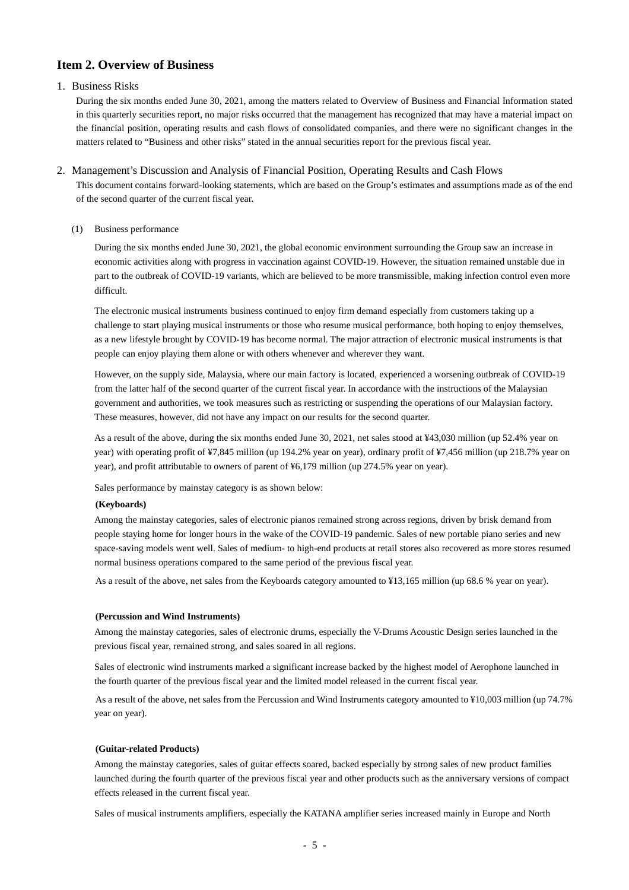## Item 2. Overview of Business

1. Business Risks

During the six months ended June 30, 2021, among the matters related to Overview of Business and Financial Information stated in this quarterly securities report, no major risks occurred that the management has recognized that may have a material impact on the financial position, operating results and cash flows of consolidated companies, and there were no significant changes in the matters related to "Business and other risks" stated in the annual securities report for the previous fiscal year.

2. Management's Discussion and Analysis of Financial Position, Operating Results and Cash Flows

This document contains forward-looking statements, which are based on the Group's estimates and assumptions made as of the end of the second quarter of the current fiscal year.

(1) Business performance

During the six months ended June 30, 2021, the global economic environment surrounding the Group saw an increase in economic activities along with progress in vaccination against COVID-19. However, the situation remained unstable due in part to the outbreak of COVID-19 variants, which are believed to be more transmissible, making infection control even more difficult.

The electronic musical instruments business continued to enjoy firm demand especially from customers taking up a challenge to start playing musical instruments or those who resume musical performance, both hoping to enjoy themselves, as a new lifestyle brought by COVID-19 has become normal. The major attraction of electronic musical instruments is that people can enjoy playing them alone or with others whenever and wherever they want.

However, on the supply side, Malaysia, where our main factory is located, experienced a worsening outbreak of COVID-19 from the latter half of the second quarter of the current fiscal year. In accordance with the instructions of the Malaysian government and authorities, we took measures such as restricting or suspending the operations of our Malaysian factory. These measures, however, did not have any impact on our results for the second quarter.

As a result of the above, during the six months ended June 30, 2021, net sales stood at ¥43,030 million (up 52.4% year on year) with operating profit of ¥7,845 million (up 194.2% year on year), ordinary profit of ¥7,456 million (up 218.7% year on year), and profit attributable to owners of parent of ¥6,179 million (up 274.5% year on year).

Sales performance by mainstay category is as shown below:

**(Keyboards)**

Among the mainstay categories, sales of electronic pianos remained strong across regions, driven by brisk demand from people staying home for longer hours in the wake of the COVID-19 pandemic. Sales of new portable piano series and new space-saving models went well. Sales of medium- to high-end products at retail stores also recovered as more stores resumed normal business operations compared to the same period of the previous fiscal year.

As a result of the above, net sales from the Keyboards category amounted to ¥13,165 million (up 68.6 % year on year).

**(Percussion and Wind Instruments)**

Among the mainstay categories, sales of electronic drums, especially the V-Drums Acoustic Design series launched in the previous fiscal year, remained strong, and sales soared in all regions.

Sales of electronic wind instruments marked a significant increase backed by the highest model of Aerophone launched in the fourth quarter of the previous fiscal year and the limited model released in the current fiscal year.

As a result of the above, net sales from the Percussion and Wind Instruments category amounted to ¥10,003 million (up 74.7% year on year).

**(Guitar-related Products)**

Among the mainstay categories, sales of guitar effects soared, backed especially by strong sales of new product families launched during the fourth quarter of the previous fiscal year and other products such as the anniversary versions of compact effects released in the current fiscal year.

Sales of musical instruments amplifiers, especially the KATANA amplifier series increased mainly in Europe and North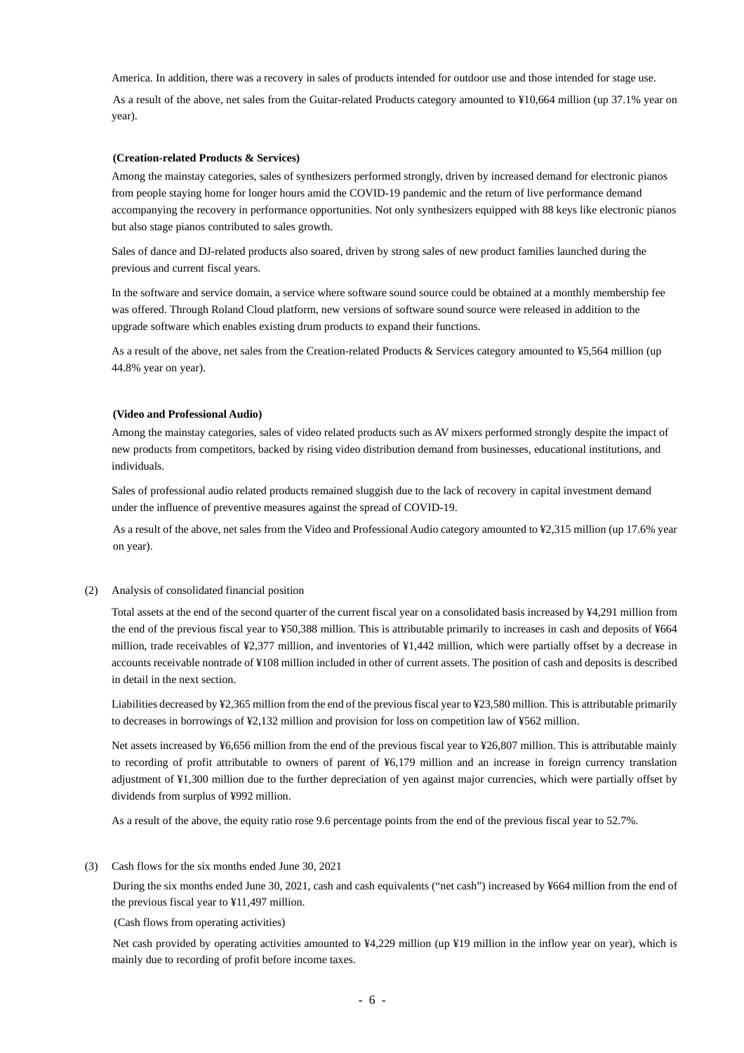America. In addition, there was a recovery in sales of products intended for outdoor use and those intended for stage use.

As a result of the above, net sales from the Guitar-related Products category amounted to ¥10,664 million (up 37.1% year on year).

**(Creation-related Products & Services)**

Among the mainstay categories, sales of synthesizers performed strongly, driven by increased demand for electronic pianos from people staying home for longer hours amid the COVID-19 pandemic and the return of live performance demand accompanying the recovery in performance opportunities. Not only synthesizers equipped with 88 keys like electronic pianos but also stage pianos contributed to sales growth.

Sales of dance and DJ-related products also soared, driven by strong sales of new product families launched during the previous and current fiscal years.

In the software and service domain, a service where software sound source could be obtained at a monthly membership fee was offered. Through Roland Cloud platform, new versions of software sound source were released in addition to the upgrade software which enables existing drum products to expand their functions.

As a result of the above, net sales from the Creation-related Products & Services category amounted to ¥5,564 million (up 44.8% year on year).

**(Video and Professional Audio)**

Among the mainstay categories, sales of video related products such as AV mixers performed strongly despite the impact of new products from competitors, backed by rising video distribution demand from businesses, educational institutions, and individuals.

Sales of professional audio related products remained sluggish due to the lack of recovery in capital investment demand under the influence of preventive measures against the spread of COVID-19.

As a result of the above, net sales from the Video and Professional Audio category amounted to ¥2,315 million (up 17.6% year on year).

(2) Analysis of consolidated financial position

Total assets at the end of the second quarter of the current fiscal year on a consolidated basis increased by ¥4,291 million from the end of the previous fiscal year to ¥50,388 million. This is attributable primarily to increases in cash and deposits of ¥664 million, trade receivables of ¥2,377 million, and inventories of ¥1,442 million, which were partially offset by a decrease in accounts receivable nontrade of ¥108 million included in other of current assets. The position of cash and deposits is described in detail in the next section.

Liabilities decreased by ¥2,365 million from the end of the previous fiscal year to ¥23,580 million. This is attributable primarily to decreases in borrowings of ¥2,132 million and provision for loss on competition law of ¥562 million.

Net assets increased by ¥6,656 million from the end of the previous fiscal year to ¥26,807 million. This is attributable mainly to recording of profit attributable to owners of parent of ¥6,179 million and an increase in foreign currency translation adjustment of ¥1,300 million due to the further depreciation of yen against major currencies, which were partially offset by dividends from surplus of ¥992 million.

As a result of the above, the equity ratio rose 9.6 percentage points from the end of the previous fiscal year to 52.7%.

(3) Cash flows for the six months ended June 30, 2021

During the six months ended June 30, 2021, cash and cash equivalents ("net cash") increased by ¥664 million from the end of the previous fiscal year to ¥11,497 million.

(Cash flows from operating activities)

Net cash provided by operating activities amounted to ¥4,229 million (up ¥19 million in the inflow year on year), which is mainly due to recording of profit before income taxes.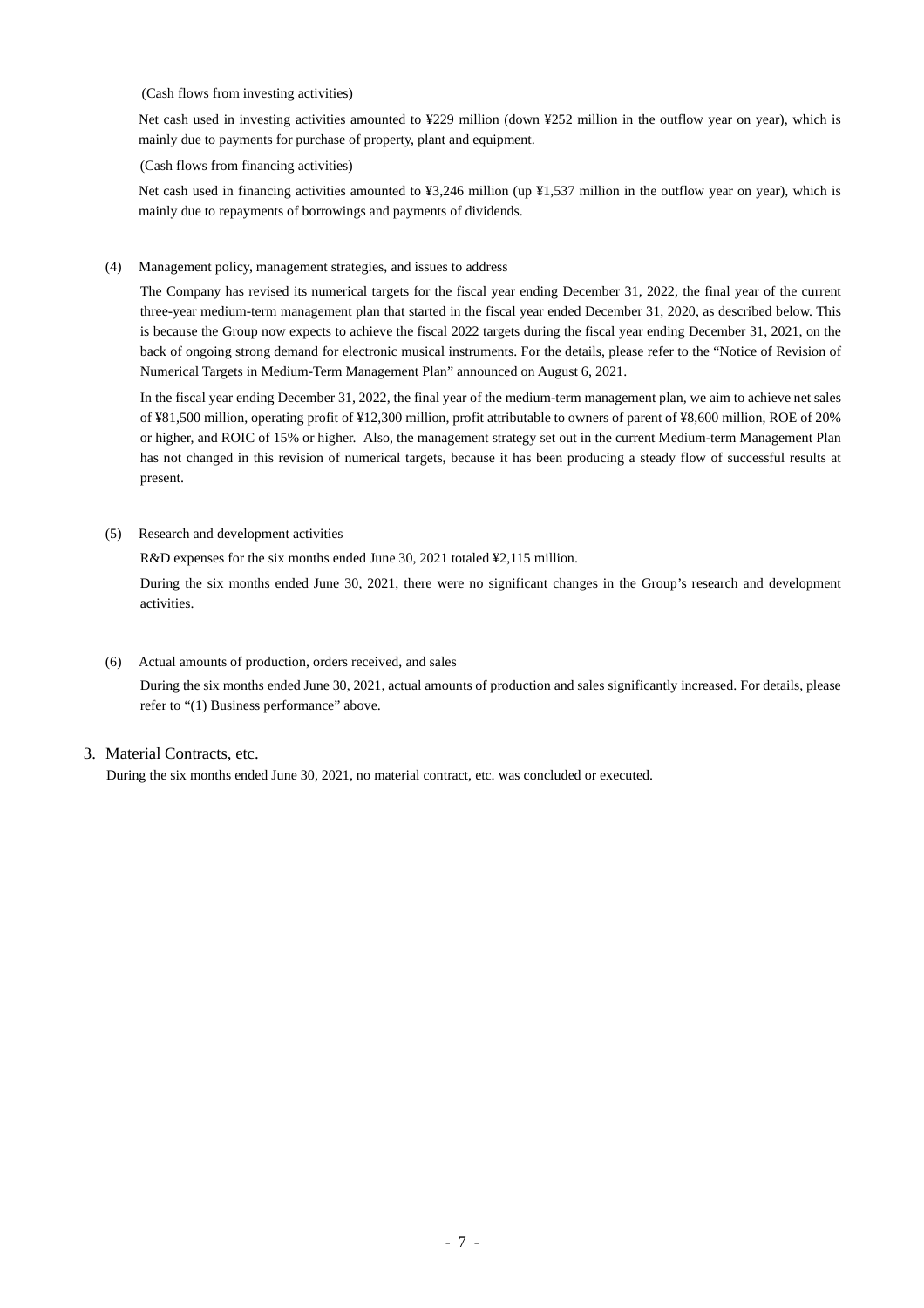(Cash flows from investing activities)

Net cash used in investing activities amounted to ¥229 million (down ¥252 million in the outflow year on year), which is mainly due to payments for purchase of property, plant and equipment.

(Cash flows from financing activities)

Net cash used in financing activities amounted to ¥3,246 million (up ¥1,537 million in the outflow year on year), which is mainly due to repayments of borrowings and payments of dividends.

(4) Management policy, management strategies, and issues to address

The Company has revised its numerical targets for the fiscal year ending December 31, 2022, the final year of the current three-year medium-term management plan that started in the fiscal year ended December 31, 2020, as described below. This is because the Group now expects to achieve the fiscal 2022 targets during the fiscal year ending December 31, 2021, on the back of ongoing strong demand for electronic musical instruments. For the details, please refer to the "Notice of Revision of Numerical Targets in Medium-Term Management Plan" announced on August 6, 2021.

In the fiscal year ending December 31, 2022, the final year of the medium-term management plan, we aim to achieve net sales of ¥81,500 million, operating profit of ¥12,300 million, profit attributable to owners of parent of ¥8,600 million, ROE of 20% or higher, and ROIC of 15% or higher. Also, the management strategy set out in the current Medium-term Management Plan has not changed in this revision of numerical targets, because it has been producing a steady flow of successful results at present.

(5) Research and development activities

R&D expenses for the six months ended June 30, 2021 totaled ¥2,115 million.

During the six months ended June 30, 2021, there were no significant changes in the Group's research and development activities.

(6) Actual amounts of production, orders received, and sales

During the six months ended June 30, 2021, actual amounts of production and sales significantly increased. For details, please refer to "(1) Business performance" above.

## 3. Material Contracts, etc.

During the six months ended June 30, 2021, no material contract, etc. was concluded or executed.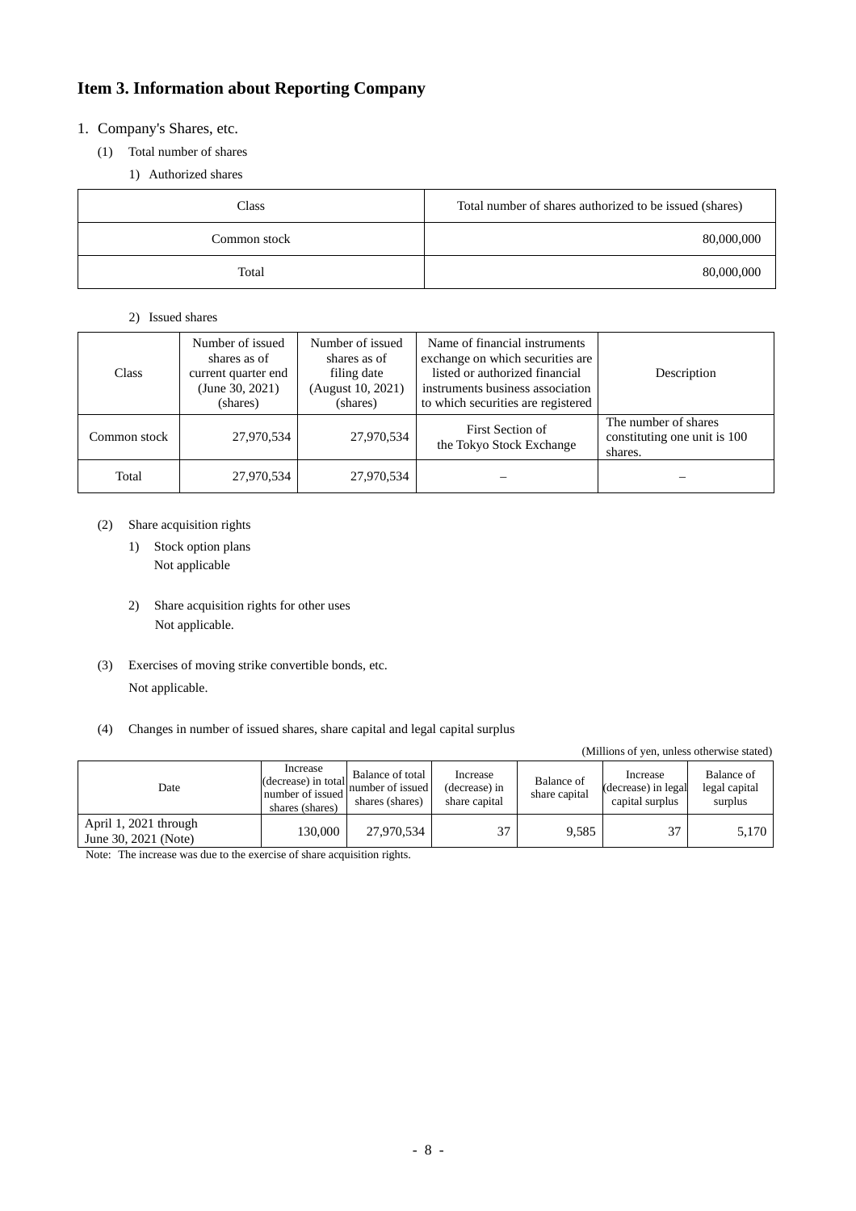## Item 3. Information about Reporting Company

1. Company's Shares, etc.

(1) Total number of shares

1) Authorized shares

| Class | Total number of shares authorized to be issued (shares) |
|---|---|
| Common stock | 80,000,000 |
| Total | 80,000,000 |

2) Issued shares

| Class | Number of issued shares as of current quarter end (June 30, 2021) (shares) | Number of issued shares as of filing date (August 10, 2021) (shares) | Name of financial instruments exchange on which securities are listed or authorized financial instruments business association to which securities are registered | Description |
|---|---|---|---|---|
| Common stock | 27,970,534 | 27,970,534 | First Section of the Tokyo Stock Exchange | The number of shares constituting one unit is 100 shares. |
| Total | 27,970,534 | 27,970,534 | – | – |

(2) Share acquisition rights

1) Stock option plans
Not applicable

2) Share acquisition rights for other uses
Not applicable.

(3) Exercises of moving strike convertible bonds, etc.
Not applicable.

(4) Changes in number of issued shares, share capital and legal capital surplus

(Millions of yen, unless otherwise stated)

| Date | Increase (decrease) in total number of issued shares (shares) | Balance of total number of issued shares (shares) | Increase (decrease) in share capital | Balance of share capital | Increase (decrease) in legal capital surplus | Balance of legal capital surplus |
|---|---|---|---|---|---|---|
| April 1, 2021 through June 30, 2021 (Note) | 130,000 | 27,970,534 | 37 | 9,585 | 37 | 5,170 |

Note: The increase was due to the exercise of share acquisition rights.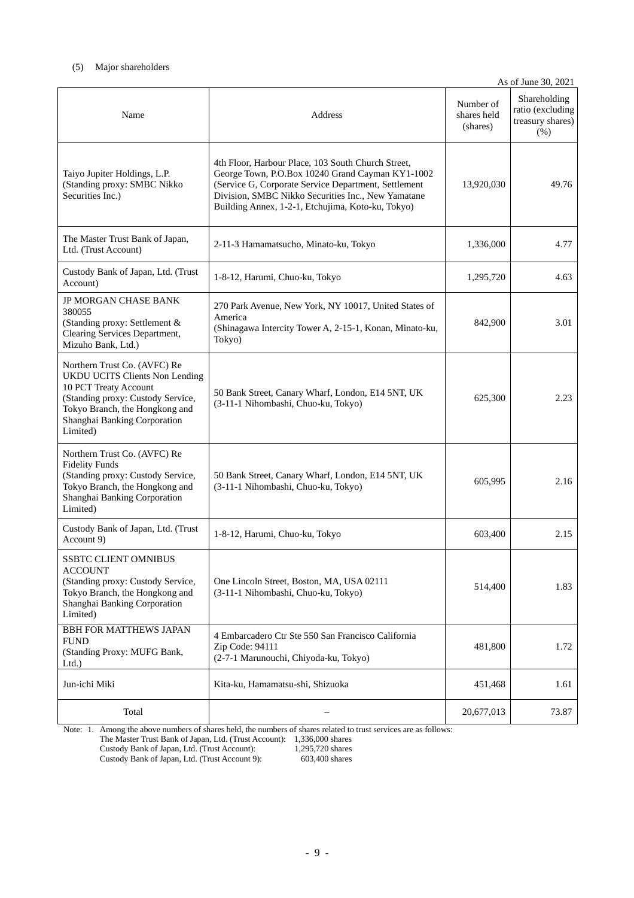(5) Major shareholders

As of June 30, 2021

| Name | Address | Number of shares held (shares) | Shareholding ratio (excluding treasury shares) (%) |
|---|---|---|---|
| Taiyo Jupiter Holdings, L.P. (Standing proxy: SMBC Nikko Securities Inc.) | 4th Floor, Harbour Place, 103 South Church Street, George Town, P.O.Box 10240 Grand Cayman KY1-1002 (Service G, Corporate Service Department, Settlement Division, SMBC Nikko Securities Inc., New Yamatane Building Annex, 1-2-1, Etchujima, Koto-ku, Tokyo) | 13,920,030 | 49.76 |
| The Master Trust Bank of Japan, Ltd. (Trust Account) | 2-11-3 Hamamatsucho, Minato-ku, Tokyo | 1,336,000 | 4.77 |
| Custody Bank of Japan, Ltd. (Trust Account) | 1-8-12, Harumi, Chuo-ku, Tokyo | 1,295,720 | 4.63 |
| JP MORGAN CHASE BANK 380055 (Standing proxy: Settlement & Clearing Services Department, Mizuho Bank, Ltd.) | 270 Park Avenue, New York, NY 10017, United States of America (Shinagawa Intercity Tower A, 2-15-1, Konan, Minato-ku, Tokyo) | 842,900 | 3.01 |
| Northern Trust Co. (AVFC) Re UKDU UCITS Clients Non Lending 10 PCT Treaty Account (Standing proxy: Custody Service, Tokyo Branch, the Hongkong and Shanghai Banking Corporation Limited) | 50 Bank Street, Canary Wharf, London, E14 5NT, UK (3-11-1 Nihombashi, Chuo-ku, Tokyo) | 625,300 | 2.23 |
| Northern Trust Co. (AVFC) Re Fidelity Funds (Standing proxy: Custody Service, Tokyo Branch, the Hongkong and Shanghai Banking Corporation Limited) | 50 Bank Street, Canary Wharf, London, E14 5NT, UK (3-11-1 Nihombashi, Chuo-ku, Tokyo) | 605,995 | 2.16 |
| Custody Bank of Japan, Ltd. (Trust Account 9) | 1-8-12, Harumi, Chuo-ku, Tokyo | 603,400 | 2.15 |
| SSBTC CLIENT OMNIBUS ACCOUNT (Standing proxy: Custody Service, Tokyo Branch, the Hongkong and Shanghai Banking Corporation Limited) | One Lincoln Street, Boston, MA, USA 02111 (3-11-1 Nihombashi, Chuo-ku, Tokyo) | 514,400 | 1.83 |
| BBH FOR MATTHEWS JAPAN FUND (Standing Proxy: MUFG Bank, Ltd.) | 4 Embarcadero Ctr Ste 550 San Francisco California Zip Code: 94111 (2-7-1 Marunouchi, Chiyoda-ku, Tokyo) | 481,800 | 1.72 |
| Jun-ichi Miki | Kita-ku, Hamamatsu-shi, Shizuoka | 451,468 | 1.61 |
| Total | – | 20,677,013 | 73.87 |

Note: 1. Among the above numbers of shares held, the numbers of shares related to trust services are as follows:
The Master Trust Bank of Japan, Ltd. (Trust Account): 1,336,000 shares
Custody Bank of Japan, Ltd. (Trust Account): 1,295,720 shares
Custody Bank of Japan, Ltd. (Trust Account 9): 603,400 shares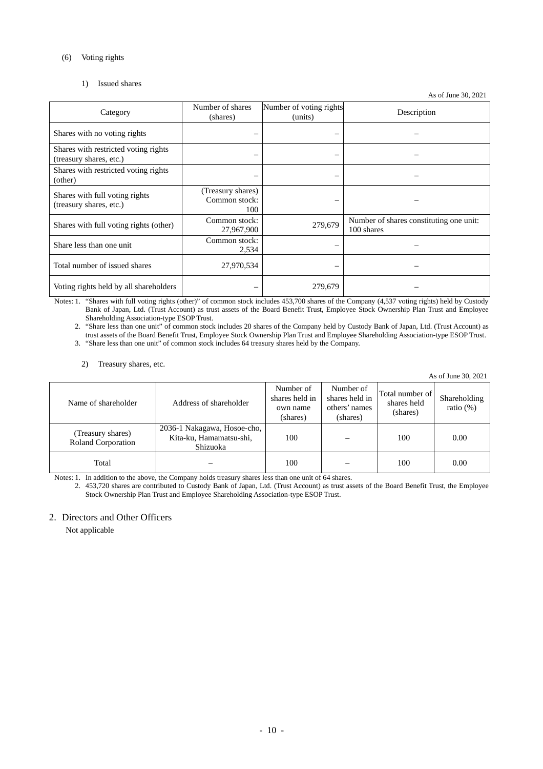(6) Voting rights

1) Issued shares

As of June 30, 2021

| Category | Number of shares (shares) | Number of voting rights (units) | Description |
|---|---|---|---|
| Shares with no voting rights | – | – | – |
| Shares with restricted voting rights (treasury shares, etc.) | – | – | – |
| Shares with restricted voting rights (other) | – | – | – |
| Shares with full voting rights (treasury shares, etc.) | (Treasury shares) Common stock: 100 | – | – |
| Shares with full voting rights (other) | Common stock: 27,967,900 | 279,679 | Number of shares constituting one unit: 100 shares |
| Share less than one unit | Common stock: 2,534 | – | – |
| Total number of issued shares | 27,970,534 | – | – |
| Voting rights held by all shareholders | – | 279,679 | – |

Notes: 1. "Shares with full voting rights (other)" of common stock includes 453,700 shares of the Company (4,537 voting rights) held by Custody Bank of Japan, Ltd. (Trust Account) as trust assets of the Board Benefit Trust, Employee Stock Ownership Plan Trust and Employee Shareholding Association-type ESOP Trust.

2. "Share less than one unit" of common stock includes 20 shares of the Company held by Custody Bank of Japan, Ltd. (Trust Account) as trust assets of the Board Benefit Trust, Employee Stock Ownership Plan Trust and Employee Shareholding Association-type ESOP Trust.

3. "Share less than one unit" of common stock includes 64 treasury shares held by the Company.

2) Treasury shares, etc.

As of June 30, 2021

| Name of shareholder | Address of shareholder | Number of shares held in own name (shares) | Number of shares held in others' names (shares) | Total number of shares held (shares) | Shareholding ratio (%) |
|---|---|---|---|---|---|
| (Treasury shares) Roland Corporation | 2036-1 Nakagawa, Hosoe-cho, Kita-ku, Hamamatsu-shi, Shizuoka | 100 | – | 100 | 0.00 |
| Total | – | 100 | – | 100 | 0.00 |

Notes: 1. In addition to the above, the Company holds treasury shares less than one unit of 64 shares.

2. 453,720 shares are contributed to Custody Bank of Japan, Ltd. (Trust Account) as trust assets of the Board Benefit Trust, the Employee Stock Ownership Plan Trust and Employee Shareholding Association-type ESOP Trust.

## 2. Directors and Other Officers

Not applicable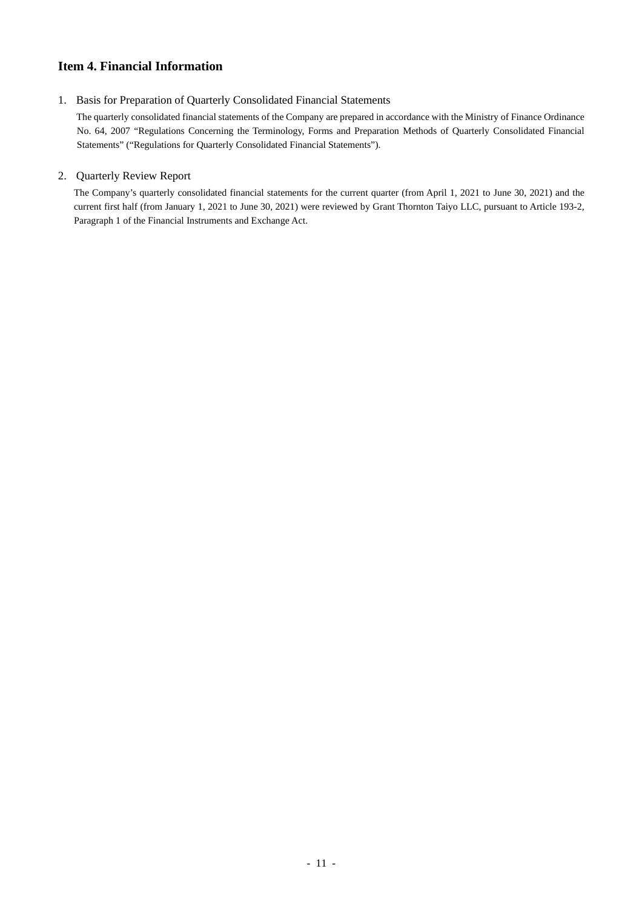## Item 4. Financial Information

1. Basis for Preparation of Quarterly Consolidated Financial Statements

   The quarterly consolidated financial statements of the Company are prepared in accordance with the Ministry of Finance Ordinance No. 64, 2007 "Regulations Concerning the Terminology, Forms and Preparation Methods of Quarterly Consolidated Financial Statements" ("Regulations for Quarterly Consolidated Financial Statements").

2. Quarterly Review Report

   The Company's quarterly consolidated financial statements for the current quarter (from April 1, 2021 to June 30, 2021) and the current first half (from January 1, 2021 to June 30, 2021) were reviewed by Grant Thornton Taiyo LLC, pursuant to Article 193-2, Paragraph 1 of the Financial Instruments and Exchange Act.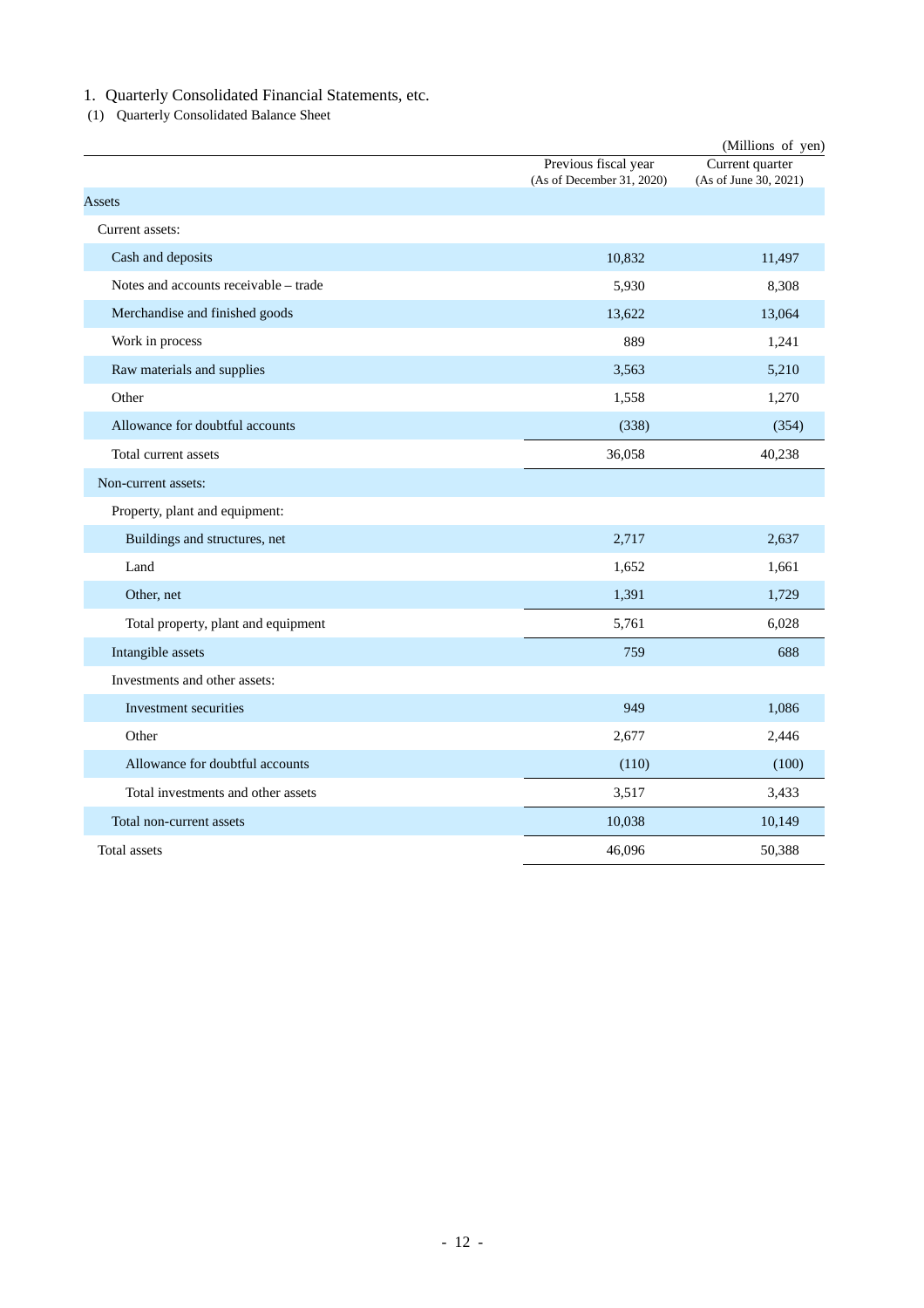## 1. Quarterly Consolidated Financial Statements, etc.

### (1) Quarterly Consolidated Balance Sheet

(Millions of yen)

| | Previous fiscal year (As of December 31, 2020) | Current quarter (As of June 30, 2021) |
|---|---|---|
| Assets | | |
| Current assets: | | |
| Cash and deposits | 10,832 | 11,497 |
| Notes and accounts receivable – trade | 5,930 | 8,308 |
| Merchandise and finished goods | 13,622 | 13,064 |
| Work in process | 889 | 1,241 |
| Raw materials and supplies | 3,563 | 5,210 |
| Other | 1,558 | 1,270 |
| Allowance for doubtful accounts | (338) | (354) |
| Total current assets | 36,058 | 40,238 |
| Non-current assets: | | |
| Property, plant and equipment: | | |
| Buildings and structures, net | 2,717 | 2,637 |
| Land | 1,652 | 1,661 |
| Other, net | 1,391 | 1,729 |
| Total property, plant and equipment | 5,761 | 6,028 |
| Intangible assets | 759 | 688 |
| Investments and other assets: | | |
| Investment securities | 949 | 1,086 |
| Other | 2,677 | 2,446 |
| Allowance for doubtful accounts | (110) | (100) |
| Total investments and other assets | 3,517 | 3,433 |
| Total non-current assets | 10,038 | 10,149 |
| Total assets | 46,096 | 50,388 |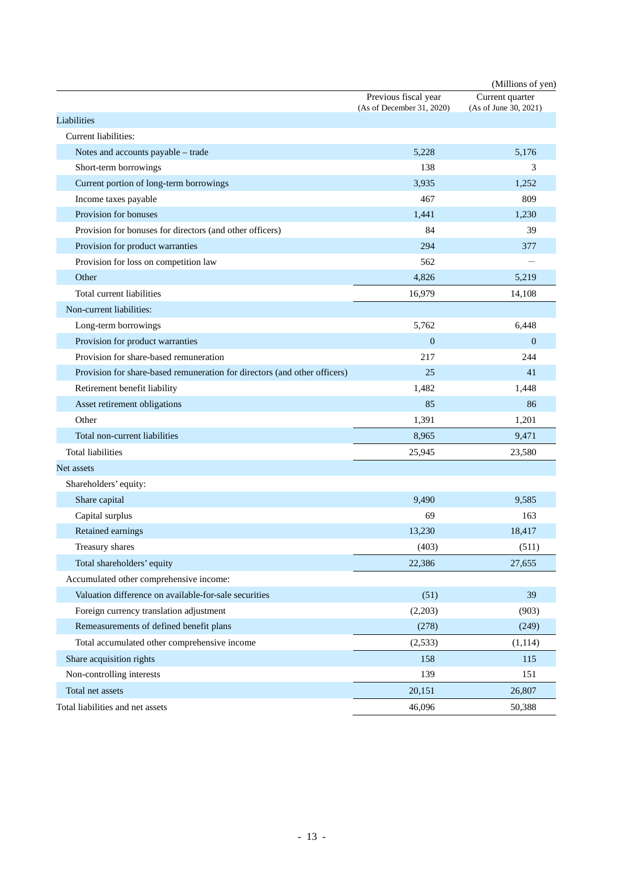(Millions of yen)

| | Previous fiscal year (As of December 31, 2020) | Current quarter (As of June 30, 2021) |
|---|---|---|
| Liabilities | | |
| Current liabilities: | | |
| Notes and accounts payable – trade | 5,228 | 5,176 |
| Short-term borrowings | 138 | 3 |
| Current portion of long-term borrowings | 3,935 | 1,252 |
| Income taxes payable | 467 | 809 |
| Provision for bonuses | 1,441 | 1,230 |
| Provision for bonuses for directors (and other officers) | 84 | 39 |
| Provision for product warranties | 294 | 377 |
| Provision for loss on competition law | 562 | — |
| Other | 4,826 | 5,219 |
| Total current liabilities | 16,979 | 14,108 |
| Non-current liabilities: | | |
| Long-term borrowings | 5,762 | 6,448 |
| Provision for product warranties | 0 | 0 |
| Provision for share-based remuneration | 217 | 244 |
| Provision for share-based remuneration for directors (and other officers) | 25 | 41 |
| Retirement benefit liability | 1,482 | 1,448 |
| Asset retirement obligations | 85 | 86 |
| Other | 1,391 | 1,201 |
| Total non-current liabilities | 8,965 | 9,471 |
| Total liabilities | 25,945 | 23,580 |
| Net assets | | |
| Shareholders' equity: | | |
| Share capital | 9,490 | 9,585 |
| Capital surplus | 69 | 163 |
| Retained earnings | 13,230 | 18,417 |
| Treasury shares | (403) | (511) |
| Total shareholders' equity | 22,386 | 27,655 |
| Accumulated other comprehensive income: | | |
| Valuation difference on available-for-sale securities | (51) | 39 |
| Foreign currency translation adjustment | (2,203) | (903) |
| Remeasurements of defined benefit plans | (278) | (249) |
| Total accumulated other comprehensive income | (2,533) | (1,114) |
| Share acquisition rights | 158 | 115 |
| Non-controlling interests | 139 | 151 |
| Total net assets | 20,151 | 26,807 |
| Total liabilities and net assets | 46,096 | 50,388 |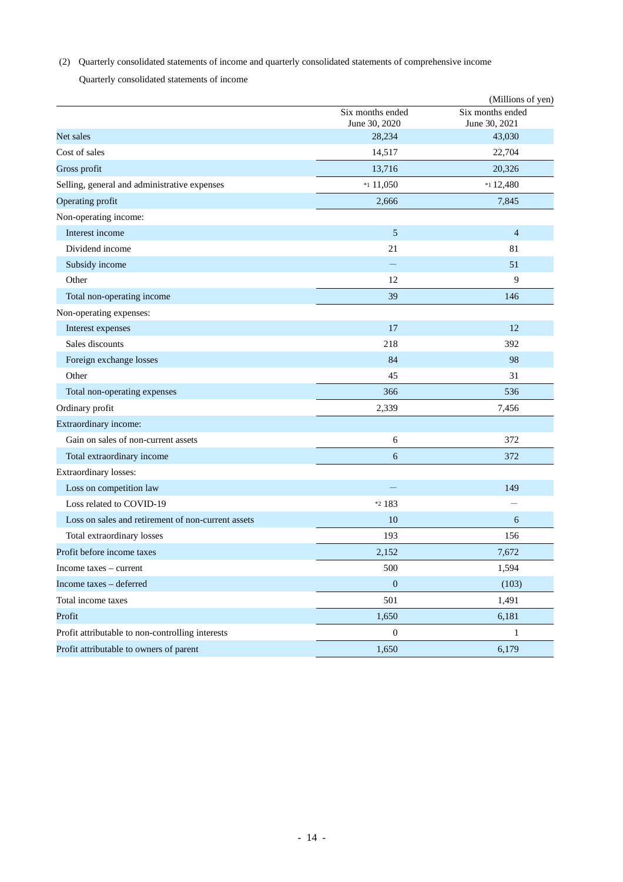(2) Quarterly consolidated statements of income and quarterly consolidated statements of comprehensive income

Quarterly consolidated statements of income

(Millions of yen)

| | Six months ended June 30, 2020 | Six months ended June 30, 2021 |
|---|---|---|
| Net sales | 28,234 | 43,030 |
| Cost of sales | 14,517 | 22,704 |
| Gross profit | 13,716 | 20,326 |
| Selling, general and administrative expenses | *1 11,050 | *1 12,480 |
| Operating profit | 2,666 | 7,845 |
| Non-operating income: | | |
| Interest income | 5 | 4 |
| Dividend income | 21 | 81 |
| Subsidy income | — | 51 |
| Other | 12 | 9 |
| Total non-operating income | 39 | 146 |
| Non-operating expenses: | | |
| Interest expenses | 17 | 12 |
| Sales discounts | 218 | 392 |
| Foreign exchange losses | 84 | 98 |
| Other | 45 | 31 |
| Total non-operating expenses | 366 | 536 |
| Ordinary profit | 2,339 | 7,456 |
| Extraordinary income: | | |
| Gain on sales of non-current assets | 6 | 372 |
| Total extraordinary income | 6 | 372 |
| Extraordinary losses: | | |
| Loss on competition law | — | 149 |
| Loss related to COVID-19 | *2 183 | — |
| Loss on sales and retirement of non-current assets | 10 | 6 |
| Total extraordinary losses | 193 | 156 |
| Profit before income taxes | 2,152 | 7,672 |
| Income taxes – current | 500 | 1,594 |
| Income taxes – deferred | 0 | (103) |
| Total income taxes | 501 | 1,491 |
| Profit | 1,650 | 6,181 |
| Profit attributable to non-controlling interests | 0 | 1 |
| Profit attributable to owners of parent | 1,650 | 6,179 |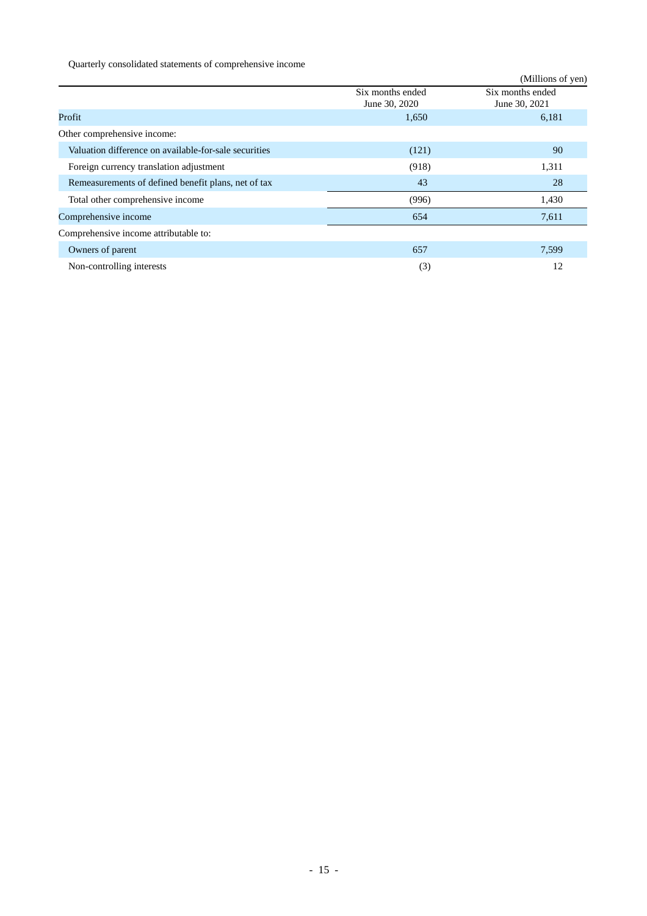Quarterly consolidated statements of comprehensive income

(Millions of yen)

| | Six months ended June 30, 2020 | Six months ended June 30, 2021 |
|---|---|---|
| Profit | 1,650 | 6,181 |
| Other comprehensive income: | | |
| Valuation difference on available-for-sale securities | (121) | 90 |
| Foreign currency translation adjustment | (918) | 1,311 |
| Remeasurements of defined benefit plans, net of tax | 43 | 28 |
| Total other comprehensive income | (996) | 1,430 |
| Comprehensive income | 654 | 7,611 |
| Comprehensive income attributable to: | | |
| Owners of parent | 657 | 7,599 |
| Non-controlling interests | (3) | 12 |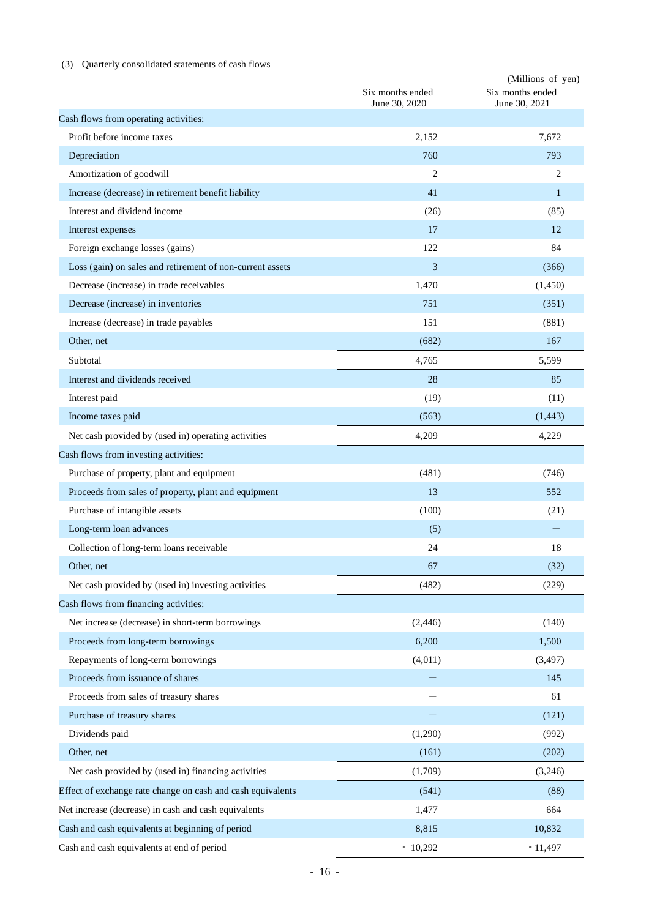(3) Quarterly consolidated statements of cash flows

(Millions of yen)

| | Six months ended June 30, 2020 | Six months ended June 30, 2021 |
|---|---|---|
| Cash flows from operating activities: | | |
| Profit before income taxes | 2,152 | 7,672 |
| Depreciation | 760 | 793 |
| Amortization of goodwill | 2 | 2 |
| Increase (decrease) in retirement benefit liability | 41 | 1 |
| Interest and dividend income | (26) | (85) |
| Interest expenses | 17 | 12 |
| Foreign exchange losses (gains) | 122 | 84 |
| Loss (gain) on sales and retirement of non-current assets | 3 | (366) |
| Decrease (increase) in trade receivables | 1,470 | (1,450) |
| Decrease (increase) in inventories | 751 | (351) |
| Increase (decrease) in trade payables | 151 | (881) |
| Other, net | (682) | 167 |
| Subtotal | 4,765 | 5,599 |
| Interest and dividends received | 28 | 85 |
| Interest paid | (19) | (11) |
| Income taxes paid | (563) | (1,443) |
| Net cash provided by (used in) operating activities | 4,209 | 4,229 |
| Cash flows from investing activities: | | |
| Purchase of property, plant and equipment | (481) | (746) |
| Proceeds from sales of property, plant and equipment | 13 | 552 |
| Purchase of intangible assets | (100) | (21) |
| Long-term loan advances | (5) | ― |
| Collection of long-term loans receivable | 24 | 18 |
| Other, net | 67 | (32) |
| Net cash provided by (used in) investing activities | (482) | (229) |
| Cash flows from financing activities: | | |
| Net increase (decrease) in short-term borrowings | (2,446) | (140) |
| Proceeds from long-term borrowings | 6,200 | 1,500 |
| Repayments of long-term borrowings | (4,011) | (3,497) |
| Proceeds from issuance of shares | ― | 145 |
| Proceeds from sales of treasury shares | ― | 61 |
| Purchase of treasury shares | ― | (121) |
| Dividends paid | (1,290) | (992) |
| Other, net | (161) | (202) |
| Net cash provided by (used in) financing activities | (1,709) | (3,246) |
| Effect of exchange rate change on cash and cash equivalents | (541) | (88) |
| Net increase (decrease) in cash and cash equivalents | 1,477 | 664 |
| Cash and cash equivalents at beginning of period | 8,815 | 10,832 |
| Cash and cash equivalents at end of period | * 10,292 | * 11,497 |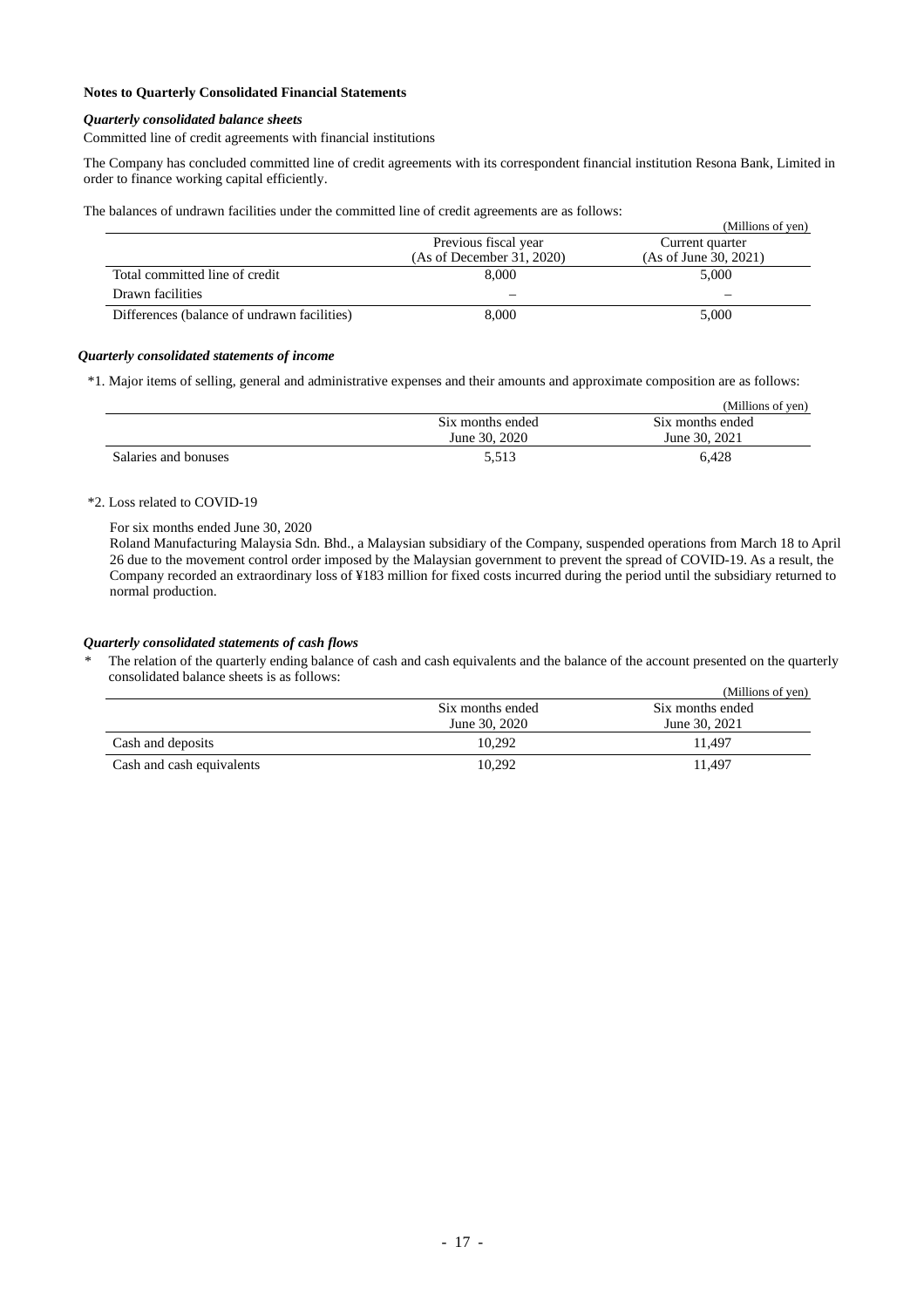**Notes to Quarterly Consolidated Financial Statements**

***Quarterly consolidated balance sheets***

Committed line of credit agreements with financial institutions

The Company has concluded committed line of credit agreements with its correspondent financial institution Resona Bank, Limited in order to finance working capital efficiently.

The balances of undrawn facilities under the committed line of credit agreements are as follows:

(Millions of yen)

| | Previous fiscal year (As of December 31, 2020) | Current quarter (As of June 30, 2021) |
|---|---|---|
| Total committed line of credit | 8,000 | 5,000 |
| Drawn facilities | – | – |
| Differences (balance of undrawn facilities) | 8,000 | 5,000 |

***Quarterly consolidated statements of income***

*1. Major items of selling, general and administrative expenses and their amounts and approximate composition are as follows:

(Millions of yen)

| | Six months ended June 30, 2020 | Six months ended June 30, 2021 |
|---|---|---|
| Salaries and bonuses | 5,513 | 6,428 |

*2. Loss related to COVID-19

For six months ended June 30, 2020

Roland Manufacturing Malaysia Sdn. Bhd., a Malaysian subsidiary of the Company, suspended operations from March 18 to April 26 due to the movement control order imposed by the Malaysian government to prevent the spread of COVID-19. As a result, the Company recorded an extraordinary loss of ¥183 million for fixed costs incurred during the period until the subsidiary returned to normal production.

***Quarterly consolidated statements of cash flows***

\* The relation of the quarterly ending balance of cash and cash equivalents and the balance of the account presented on the quarterly consolidated balance sheets is as follows:

(Millions of yen)

| | Six months ended June 30, 2020 | Six months ended June 30, 2021 |
|---|---|---|
| Cash and deposits | 10,292 | 11,497 |
| Cash and cash equivalents | 10,292 | 11,497 |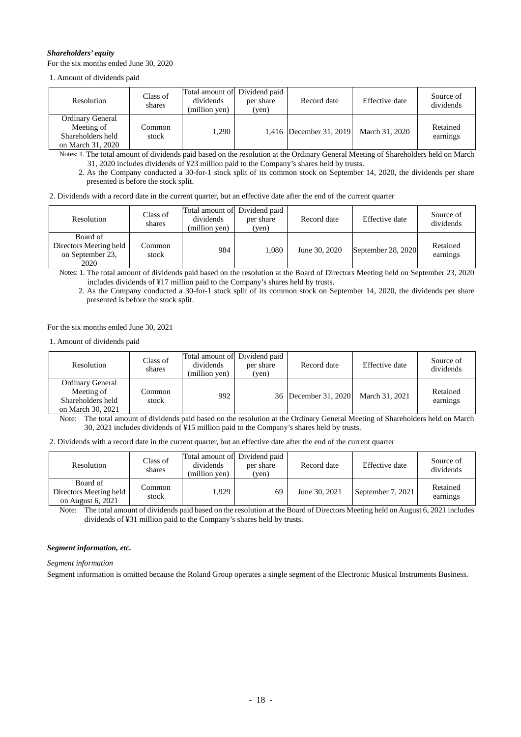***Shareholders' equity***

For the six months ended June 30, 2020

1. Amount of dividends paid

| Resolution | Class of shares | Total amount of dividends (million yen) | Dividend paid per share (yen) | Record date | Effective date | Source of dividends |
|---|---|---|---|---|---|---|
| Ordinary General Meeting of Shareholders held on March 31, 2020 | Common stock | 1,290 | 1,416 | December 31, 2019 | March 31, 2020 | Retained earnings |

Notes: 1. The total amount of dividends paid based on the resolution at the Ordinary General Meeting of Shareholders held on March 31, 2020 includes dividends of ¥23 million paid to the Company's shares held by trusts.

2. As the Company conducted a 30-for-1 stock split of its common stock on September 14, 2020, the dividends per share presented is before the stock split.

2. Dividends with a record date in the current quarter, but an effective date after the end of the current quarter

| Resolution | Class of shares | Total amount of dividends (million yen) | Dividend paid per share (yen) | Record date | Effective date | Source of dividends |
|---|---|---|---|---|---|---|
| Board of Directors Meeting held on September 23, 2020 | Common stock | 984 | 1,080 | June 30, 2020 | September 28, 2020 | Retained earnings |

Notes: 1. The total amount of dividends paid based on the resolution at the Board of Directors Meeting held on September 23, 2020 includes dividends of ¥17 million paid to the Company's shares held by trusts.

2. As the Company conducted a 30-for-1 stock split of its common stock on September 14, 2020, the dividends per share presented is before the stock split.

For the six months ended June 30, 2021

1. Amount of dividends paid

| Resolution | Class of shares | Total amount of dividends (million yen) | Dividend paid per share (yen) | Record date | Effective date | Source of dividends |
|---|---|---|---|---|---|---|
| Ordinary General Meeting of Shareholders held on March 30, 2021 | Common stock | 992 | 36 | December 31, 2020 | March 31, 2021 | Retained earnings |

Note: The total amount of dividends paid based on the resolution at the Ordinary General Meeting of Shareholders held on March 30, 2021 includes dividends of ¥15 million paid to the Company's shares held by trusts.

2. Dividends with a record date in the current quarter, but an effective date after the end of the current quarter

| Resolution | Class of shares | Total amount of dividends (million yen) | Dividend paid per share (yen) | Record date | Effective date | Source of dividends |
|---|---|---|---|---|---|---|
| Board of Directors Meeting held on August 6, 2021 | Common stock | 1,929 | 69 | June 30, 2021 | September 7, 2021 | Retained earnings |

Note: The total amount of dividends paid based on the resolution at the Board of Directors Meeting held on August 6, 2021 includes dividends of ¥31 million paid to the Company's shares held by trusts.

***Segment information, etc.***

*Segment information*

Segment information is omitted because the Roland Group operates a single segment of the Electronic Musical Instruments Business.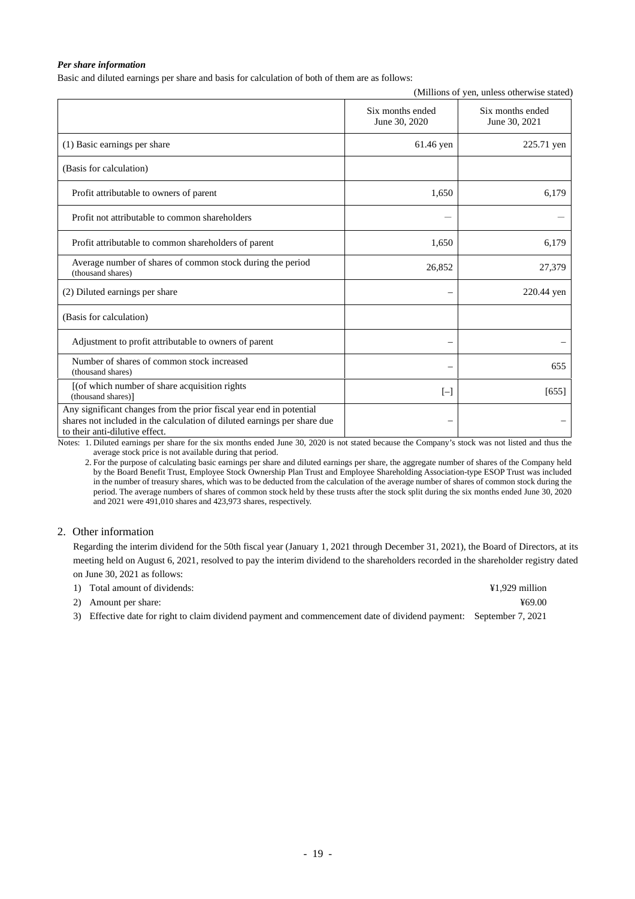***Per share information***

Basic and diluted earnings per share and basis for calculation of both of them are as follows:

(Millions of yen, unless otherwise stated)

| | Six months ended June 30, 2020 | Six months ended June 30, 2021 |
|---|---|---|
| (1) Basic earnings per share | 61.46 yen | 225.71 yen |
| (Basis for calculation) | | |
| Profit attributable to owners of parent | 1,650 | 6,179 |
| Profit not attributable to common shareholders | – | – |
| Profit attributable to common shareholders of parent | 1,650 | 6,179 |
| Average number of shares of common stock during the period (thousand shares) | 26,852 | 27,379 |
| (2) Diluted earnings per share | – | 220.44 yen |
| (Basis for calculation) | | |
| Adjustment to profit attributable to owners of parent | – | – |
| Number of shares of common stock increased (thousand shares) | – | 655 |
| [(of which number of share acquisition rights (thousand shares)] | [–] | [655] |
| Any significant changes from the prior fiscal year end in potential shares not included in the calculation of diluted earnings per share due to their anti-dilutive effect. | – | – |

Notes: 1. Diluted earnings per share for the six months ended June 30, 2020 is not stated because the Company's stock was not listed and thus the average stock price is not available during that period.

2. For the purpose of calculating basic earnings per share and diluted earnings per share, the aggregate number of shares of the Company held by the Board Benefit Trust, Employee Stock Ownership Plan Trust and Employee Shareholding Association-type ESOP Trust was included in the number of treasury shares, which was to be deducted from the calculation of the average number of shares of common stock during the period. The average numbers of shares of common stock held by these trusts after the stock split during the six months ended June 30, 2020 and 2021 were 491,010 shares and 423,973 shares, respectively.

## 2. Other information

Regarding the interim dividend for the 50th fiscal year (January 1, 2021 through December 31, 2021), the Board of Directors, at its meeting held on August 6, 2021, resolved to pay the interim dividend to the shareholders recorded in the shareholder registry dated on June 30, 2021 as follows:

1) Total amount of dividends: ¥1,929 million
2) Amount per share: ¥69.00
3) Effective date for right to claim dividend payment and commencement date of dividend payment: September 7, 2021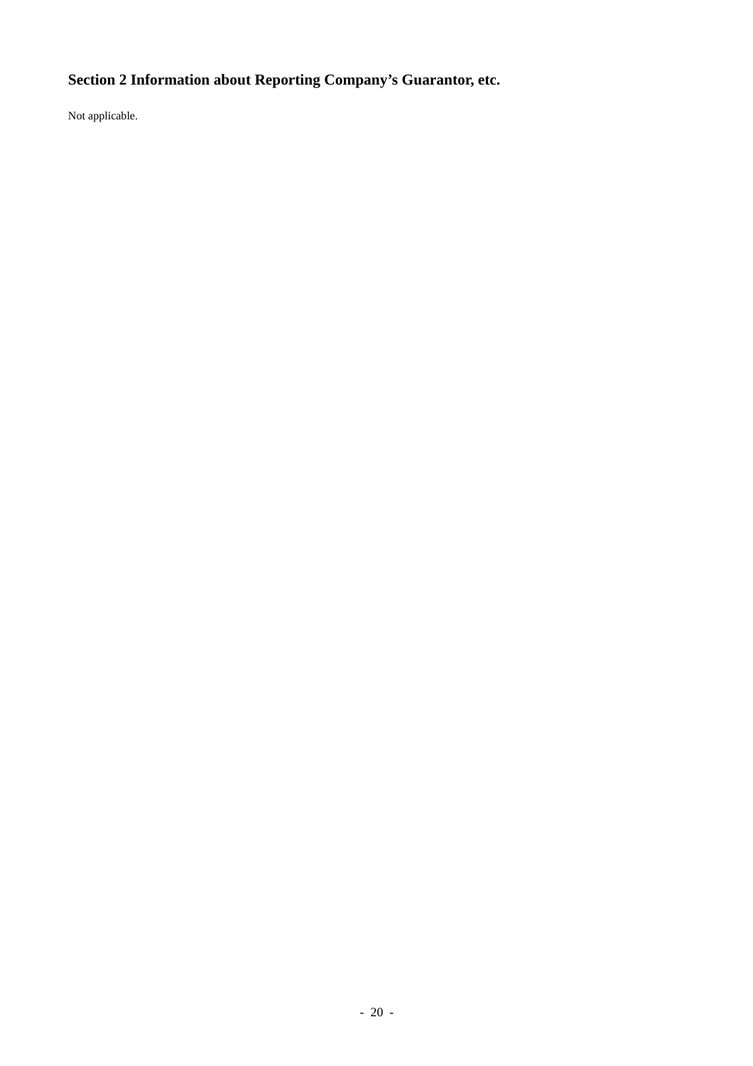## Section 2 Information about Reporting Company's Guarantor, etc.

Not applicable.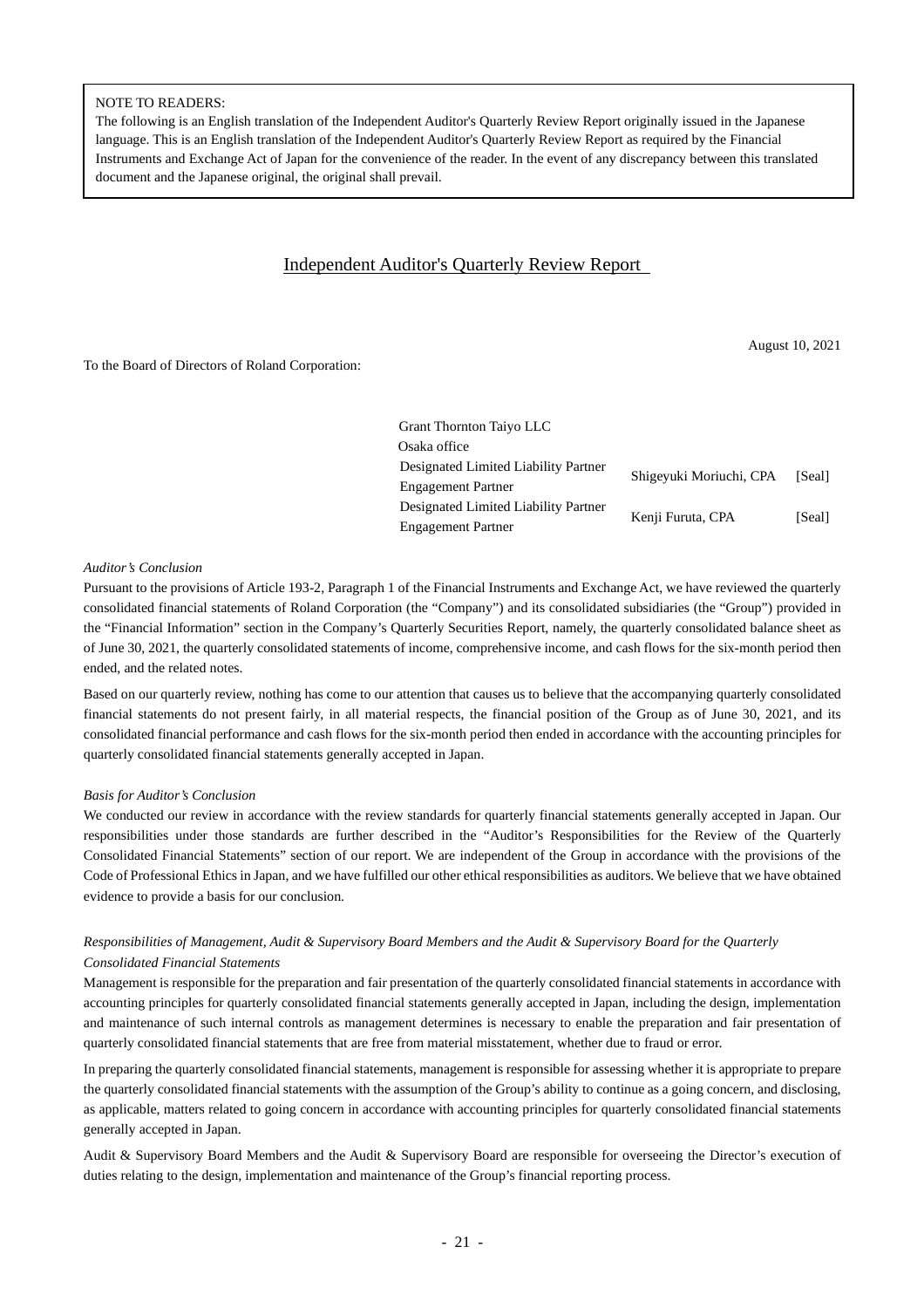NOTE TO READERS:
The following is an English translation of the Independent Auditor's Quarterly Review Report originally issued in the Japanese language. This is an English translation of the Independent Auditor's Quarterly Review Report as required by the Financial Instruments and Exchange Act of Japan for the convenience of the reader. In the event of any discrepancy between this translated document and the Japanese original, the original shall prevail.

# Independent Auditor's Quarterly Review Report

August 10, 2021

To the Board of Directors of Roland Corporation:

| | | |
|---|---|---|
| Grant Thornton Taiyo LLC<br>Osaka office | | |
| Designated Limited Liability Partner<br>Engagement Partner | Shigeyuki Moriuchi, CPA | [Seal] |
| Designated Limited Liability Partner<br>Engagement Partner | Kenji Furuta, CPA | [Seal] |

*Auditor's Conclusion*

Pursuant to the provisions of Article 193-2, Paragraph 1 of the Financial Instruments and Exchange Act, we have reviewed the quarterly consolidated financial statements of Roland Corporation (the "Company") and its consolidated subsidiaries (the "Group") provided in the "Financial Information" section in the Company's Quarterly Securities Report, namely, the quarterly consolidated balance sheet as of June 30, 2021, the quarterly consolidated statements of income, comprehensive income, and cash flows for the six-month period then ended, and the related notes.

Based on our quarterly review, nothing has come to our attention that causes us to believe that the accompanying quarterly consolidated financial statements do not present fairly, in all material respects, the financial position of the Group as of June 30, 2021, and its consolidated financial performance and cash flows for the six-month period then ended in accordance with the accounting principles for quarterly consolidated financial statements generally accepted in Japan.

*Basis for Auditor's Conclusion*

We conducted our review in accordance with the review standards for quarterly financial statements generally accepted in Japan. Our responsibilities under those standards are further described in the "Auditor's Responsibilities for the Review of the Quarterly Consolidated Financial Statements" section of our report. We are independent of the Group in accordance with the provisions of the Code of Professional Ethics in Japan, and we have fulfilled our other ethical responsibilities as auditors. We believe that we have obtained evidence to provide a basis for our conclusion.

*Responsibilities of Management, Audit & Supervisory Board Members and the Audit & Supervisory Board for the Quarterly Consolidated Financial Statements*

Management is responsible for the preparation and fair presentation of the quarterly consolidated financial statements in accordance with accounting principles for quarterly consolidated financial statements generally accepted in Japan, including the design, implementation and maintenance of such internal controls as management determines is necessary to enable the preparation and fair presentation of quarterly consolidated financial statements that are free from material misstatement, whether due to fraud or error.

In preparing the quarterly consolidated financial statements, management is responsible for assessing whether it is appropriate to prepare the quarterly consolidated financial statements with the assumption of the Group's ability to continue as a going concern, and disclosing, as applicable, matters related to going concern in accordance with accounting principles for quarterly consolidated financial statements generally accepted in Japan.

Audit & Supervisory Board Members and the Audit & Supervisory Board are responsible for overseeing the Director's execution of duties relating to the design, implementation and maintenance of the Group's financial reporting process.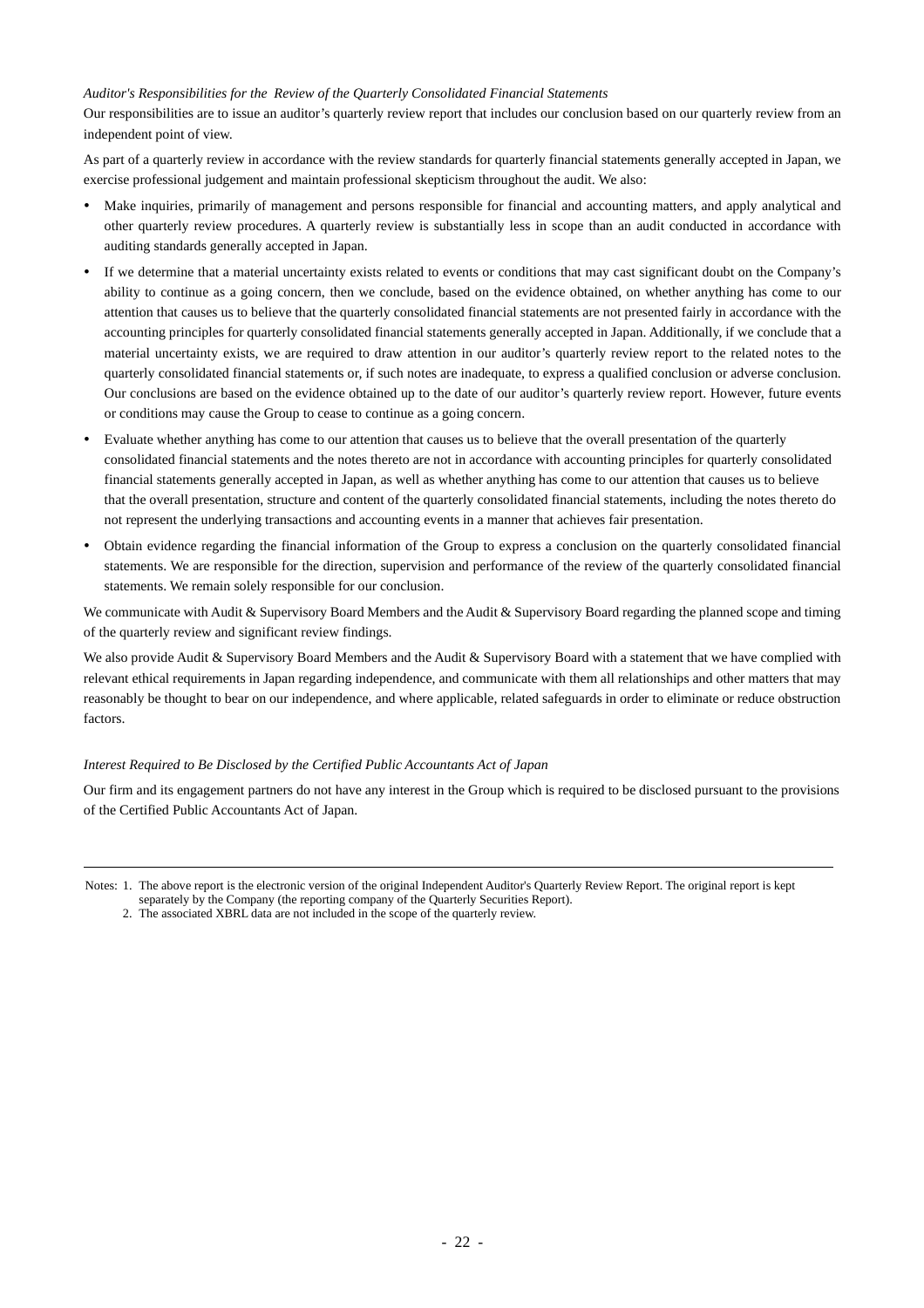*Auditor's Responsibilities for the Review of the Quarterly Consolidated Financial Statements*

Our responsibilities are to issue an auditor's quarterly review report that includes our conclusion based on our quarterly review from an independent point of view.

As part of a quarterly review in accordance with the review standards for quarterly financial statements generally accepted in Japan, we exercise professional judgement and maintain professional skepticism throughout the audit. We also:

- Make inquiries, primarily of management and persons responsible for financial and accounting matters, and apply analytical and other quarterly review procedures. A quarterly review is substantially less in scope than an audit conducted in accordance with auditing standards generally accepted in Japan.
- If we determine that a material uncertainty exists related to events or conditions that may cast significant doubt on the Company's ability to continue as a going concern, then we conclude, based on the evidence obtained, on whether anything has come to our attention that causes us to believe that the quarterly consolidated financial statements are not presented fairly in accordance with the accounting principles for quarterly consolidated financial statements generally accepted in Japan. Additionally, if we conclude that a material uncertainty exists, we are required to draw attention in our auditor's quarterly review report to the related notes to the quarterly consolidated financial statements or, if such notes are inadequate, to express a qualified conclusion or adverse conclusion. Our conclusions are based on the evidence obtained up to the date of our auditor's quarterly review report. However, future events or conditions may cause the Group to cease to continue as a going concern.
- Evaluate whether anything has come to our attention that causes us to believe that the overall presentation of the quarterly consolidated financial statements and the notes thereto are not in accordance with accounting principles for quarterly consolidated financial statements generally accepted in Japan, as well as whether anything has come to our attention that causes us to believe that the overall presentation, structure and content of the quarterly consolidated financial statements, including the notes thereto do not represent the underlying transactions and accounting events in a manner that achieves fair presentation.
- Obtain evidence regarding the financial information of the Group to express a conclusion on the quarterly consolidated financial statements. We are responsible for the direction, supervision and performance of the review of the quarterly consolidated financial statements. We remain solely responsible for our conclusion.

We communicate with Audit & Supervisory Board Members and the Audit & Supervisory Board regarding the planned scope and timing of the quarterly review and significant review findings.

We also provide Audit & Supervisory Board Members and the Audit & Supervisory Board with a statement that we have complied with relevant ethical requirements in Japan regarding independence, and communicate with them all relationships and other matters that may reasonably be thought to bear on our independence, and where applicable, related safeguards in order to eliminate or reduce obstruction factors.

*Interest Required to Be Disclosed by the Certified Public Accountants Act of Japan*

Our firm and its engagement partners do not have any interest in the Group which is required to be disclosed pursuant to the provisions of the Certified Public Accountants Act of Japan.

---

Notes: 1. The above report is the electronic version of the original Independent Auditor's Quarterly Review Report. The original report is kept separately by the Company (the reporting company of the Quarterly Securities Report).

2. The associated XBRL data are not included in the scope of the quarterly review.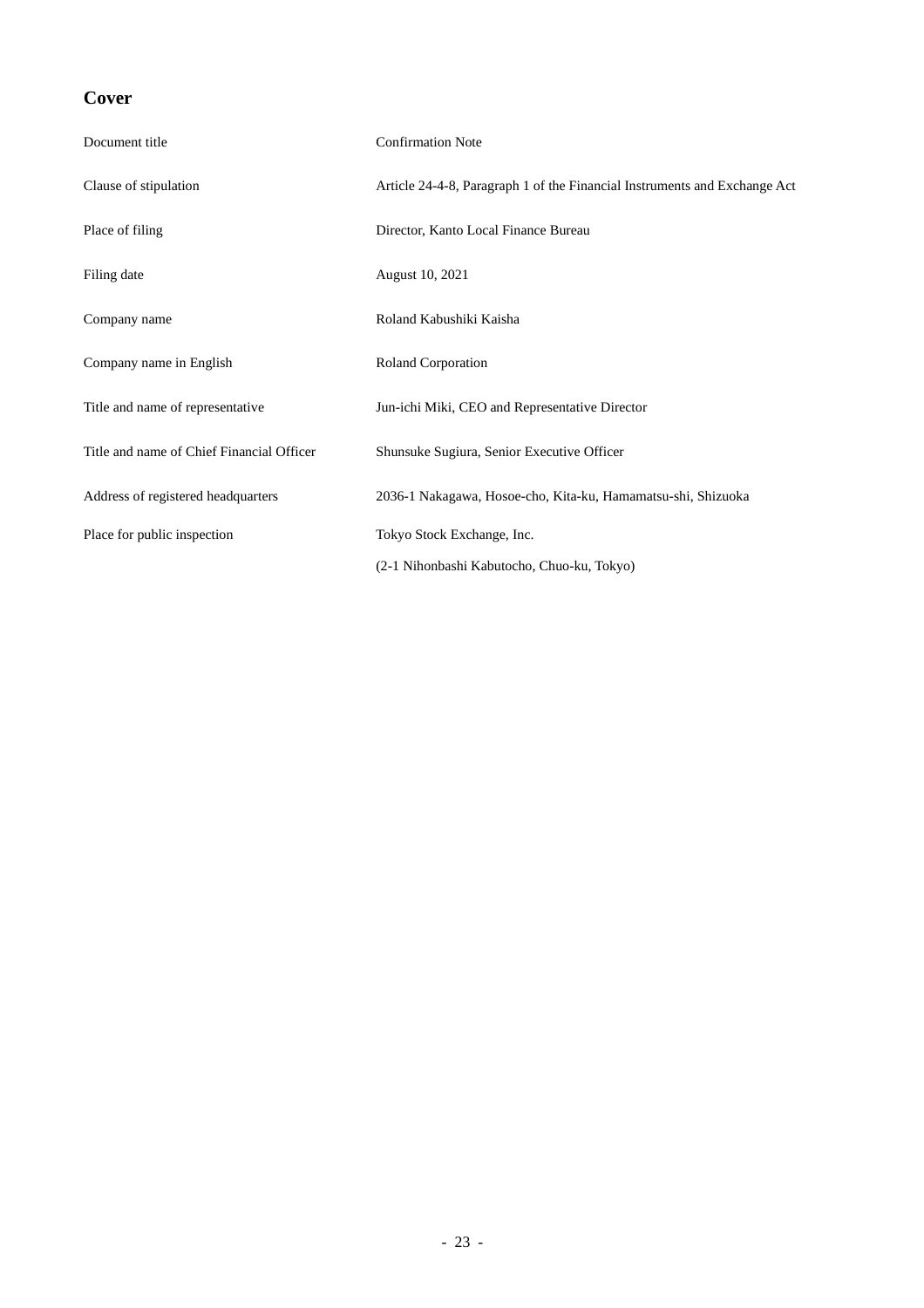## Cover

| | |
|---|---|
| Document title | Confirmation Note |
| Clause of stipulation | Article 24-4-8, Paragraph 1 of the Financial Instruments and Exchange Act |
| Place of filing | Director, Kanto Local Finance Bureau |
| Filing date | August 10, 2021 |
| Company name | Roland Kabushiki Kaisha |
| Company name in English | Roland Corporation |
| Title and name of representative | Jun-ichi Miki, CEO and Representative Director |
| Title and name of Chief Financial Officer | Shunsuke Sugiura, Senior Executive Officer |
| Address of registered headquarters | 2036-1 Nakagawa, Hosoe-cho, Kita-ku, Hamamatsu-shi, Shizuoka |
| Place for public inspection | Tokyo Stock Exchange, Inc.<br>(2-1 Nihonbashi Kabutocho, Chuo-ku, Tokyo) |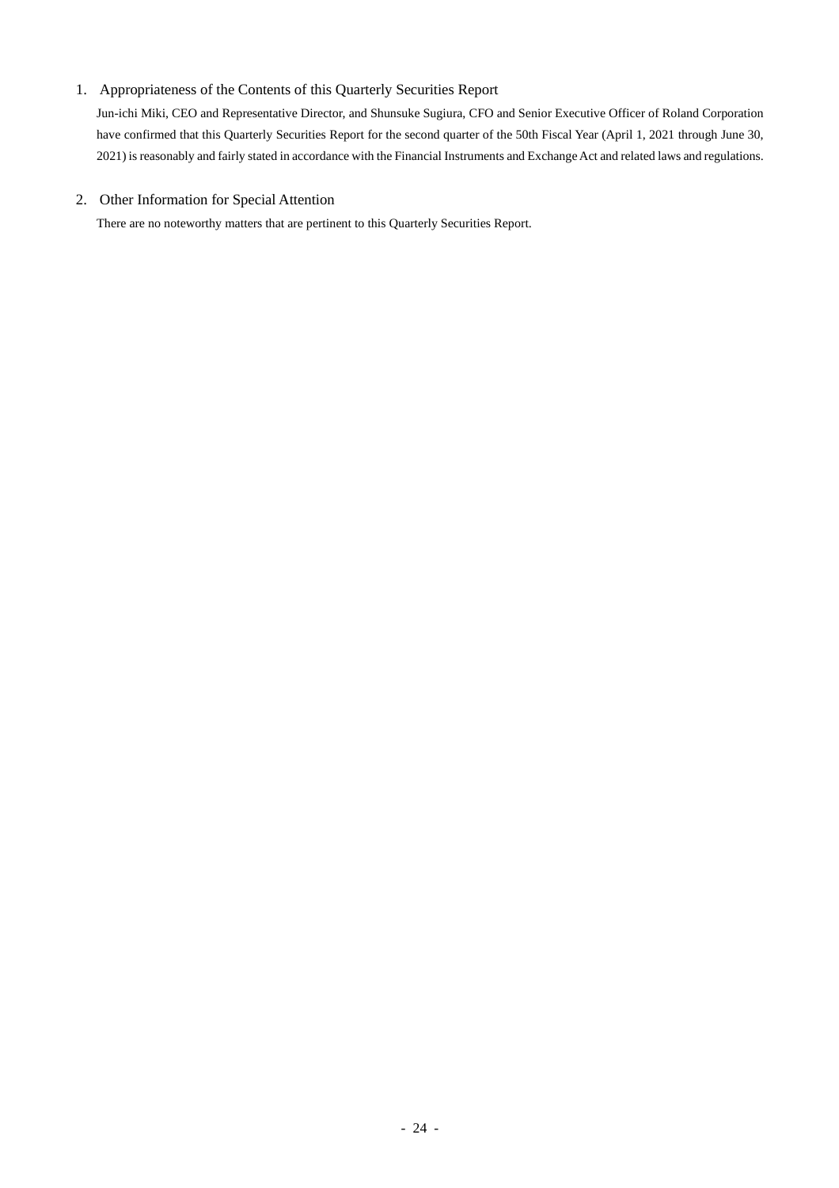## 1. Appropriateness of the Contents of this Quarterly Securities Report

Jun-ichi Miki, CEO and Representative Director, and Shunsuke Sugiura, CFO and Senior Executive Officer of Roland Corporation have confirmed that this Quarterly Securities Report for the second quarter of the 50th Fiscal Year (April 1, 2021 through June 30, 2021) is reasonably and fairly stated in accordance with the Financial Instruments and Exchange Act and related laws and regulations.

## 2. Other Information for Special Attention

There are no noteworthy matters that are pertinent to this Quarterly Securities Report.